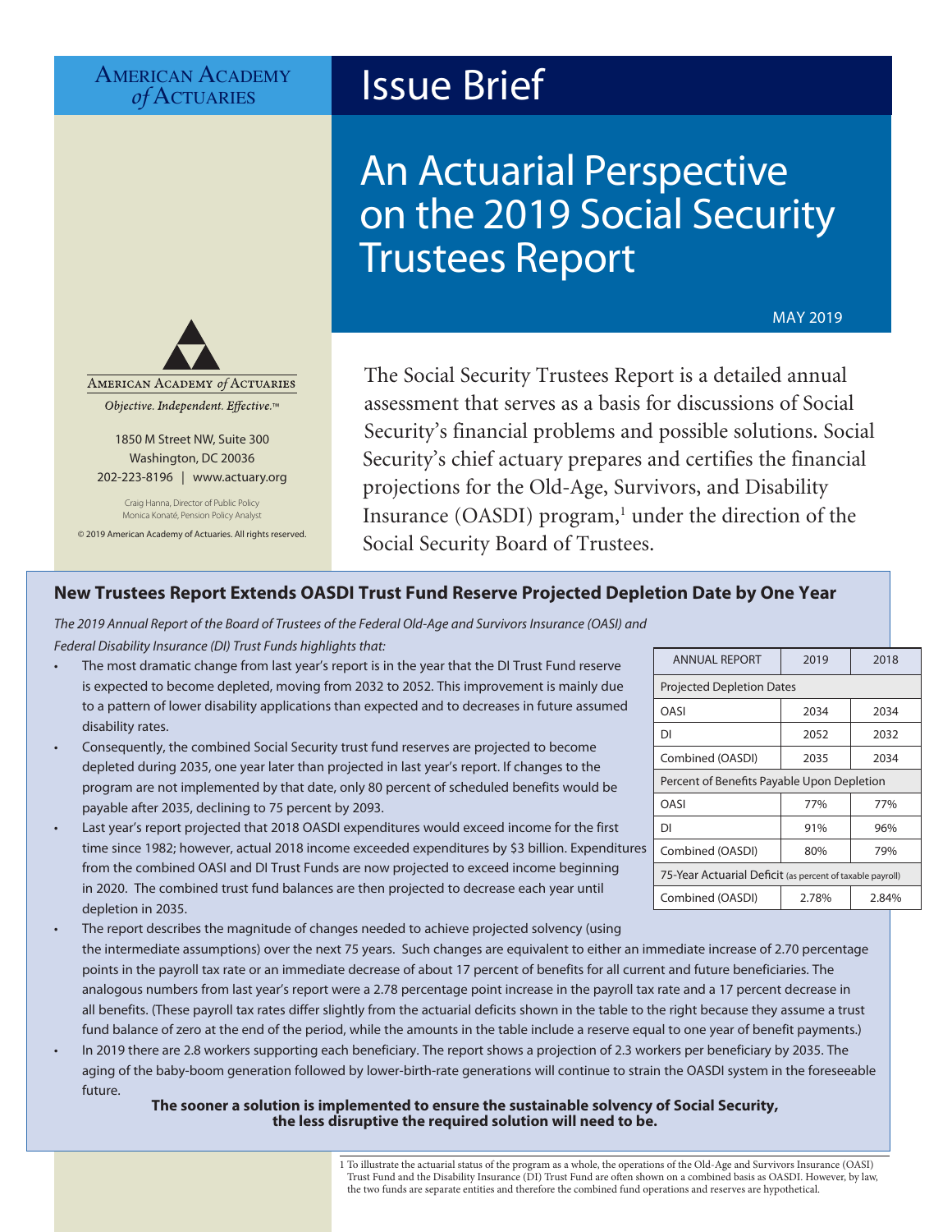American Academy *of* Actuaries

# Issue Brief

# An Actuarial Perspective on the 2019 Social Security Trustees Report

MAY 2019

American Academy *of* Actuaries

*Objective. Independent. Effective.™*

1850 M Street NW, Suite 300
Washington, DC 20036
202-223-8196 | www.actuary.org

Craig Hanna, Director of Public Policy
Monica Konaté, Pension Policy Analyst

© 2019 American Academy of Actuaries. All rights reserved.

The Social Security Trustees Report is a detailed annual assessment that serves as a basis for discussions of Social Security's financial problems and possible solutions. Social Security's chief actuary prepares and certifies the financial projections for the Old-Age, Survivors, and Disability Insurance (OASDI) program,[1] under the direction of the Social Security Board of Trustees.

## New Trustees Report Extends OASDI Trust Fund Reserve Projected Depletion Date by One Year

*The 2019 Annual Report of the Board of Trustees of the Federal Old-Age and Survivors Insurance (OASI) and Federal Disability Insurance (DI) Trust Funds highlights that:*

| ANNUAL REPORT | 2019 | 2018 |
|---|---|---|
| Projected Depletion Dates | | |
| OASI | 2034 | 2034 |
| DI | 2052 | 2032 |
| Combined (OASDI) | 2035 | 2034 |
| Percent of Benefits Payable Upon Depletion | | |
| OASI | 77% | 77% |
| DI | 91% | 96% |
| Combined (OASDI) | 80% | 79% |
| 75-Year Actuarial Deficit (as percent of taxable payroll) | | |
| Combined (OASDI) | 2.78% | 2.84% |

- The most dramatic change from last year's report is in the year that the DI Trust Fund reserve is expected to become depleted, moving from 2032 to 2052. This improvement is mainly due to a pattern of lower disability applications than expected and to decreases in future assumed disability rates.
- Consequently, the combined Social Security trust fund reserves are projected to become depleted during 2035, one year later than projected in last year's report. If changes to the program are not implemented by that date, only 80 percent of scheduled benefits would be payable after 2035, declining to 75 percent by 2093.
- Last year's report projected that 2018 OASDI expenditures would exceed income for the first time since 1982; however, actual 2018 income exceeded expenditures by $3 billion. Expenditures from the combined OASI and DI Trust Funds are now projected to exceed income beginning in 2020. The combined trust fund balances are then projected to decrease each year until depletion in 2035.
- The report describes the magnitude of changes needed to achieve projected solvency (using the intermediate assumptions) over the next 75 years. Such changes are equivalent to either an immediate increase of 2.70 percentage points in the payroll tax rate or an immediate decrease of about 17 percent of benefits for all current and future beneficiaries. The analogous numbers from last year's report were a 2.78 percentage point increase in the payroll tax rate and a 17 percent decrease in all benefits. (These payroll tax rates differ slightly from the actuarial deficits shown in the table to the right because they assume a trust fund balance of zero at the end of the period, while the amounts in the table include a reserve equal to one year of benefit payments.)
- In 2019 there are 2.8 workers supporting each beneficiary. The report shows a projection of 2.3 workers per beneficiary by 2035. The aging of the baby-boom generation followed by lower-birth-rate generations will continue to strain the OASDI system in the foreseeable future.

**The sooner a solution is implemented to ensure the sustainable solvency of Social Security, the less disruptive the required solution will need to be.**

[1] To illustrate the actuarial status of the program as a whole, the operations of the Old-Age and Survivors Insurance (OASI) Trust Fund and the Disability Insurance (DI) Trust Fund are often shown on a combined basis as OASDI. However, by law, the two funds are separate entities and therefore the combined fund operations and reserves are hypothetical.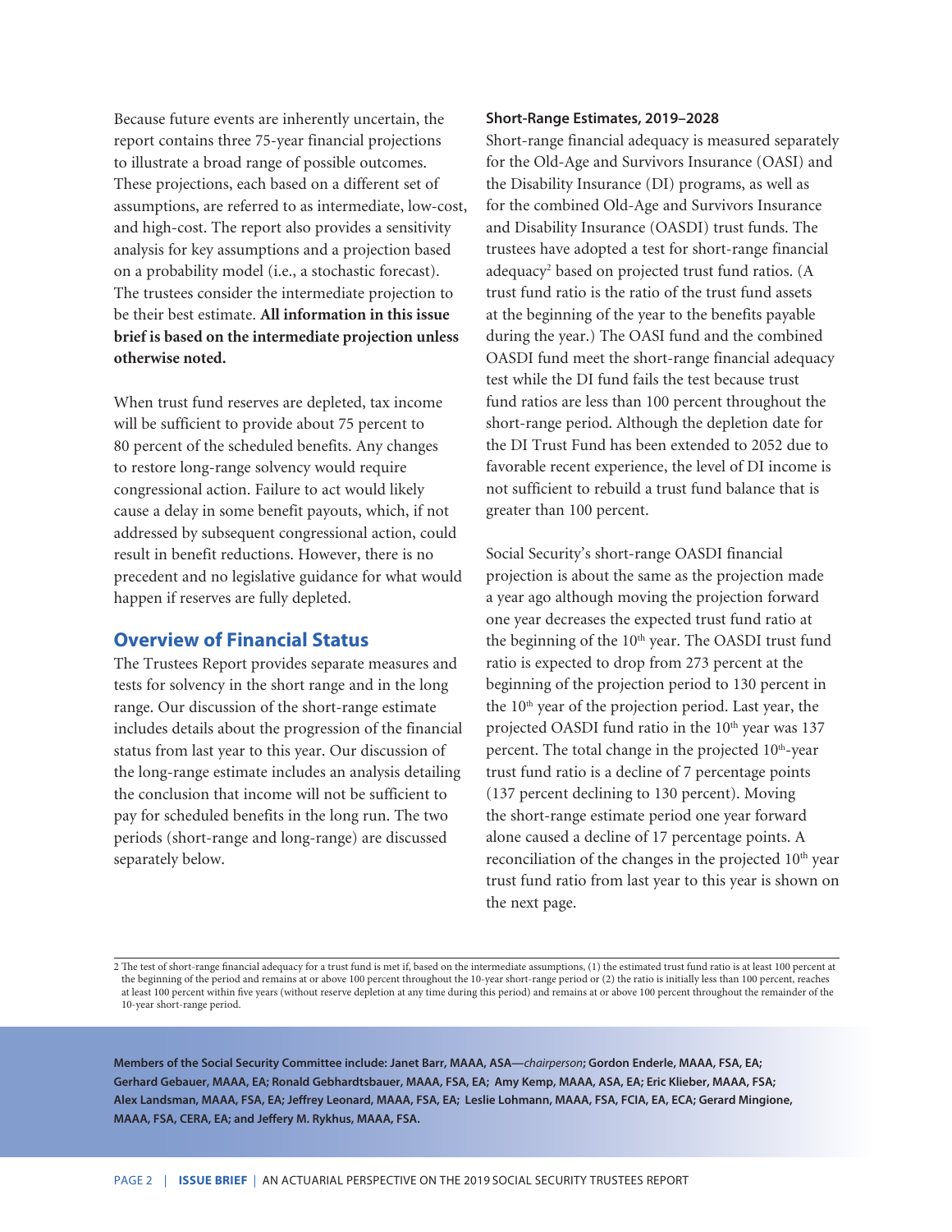Because future events are inherently uncertain, the report contains three 75-year financial projections to illustrate a broad range of possible outcomes. These projections, each based on a different set of assumptions, are referred to as intermediate, low-cost, and high-cost. The report also provides a sensitivity analysis for key assumptions and a projection based on a probability model (i.e., a stochastic forecast). The trustees consider the intermediate projection to be their best estimate. **All information in this issue brief is based on the intermediate projection unless otherwise noted.**

When trust fund reserves are depleted, tax income will be sufficient to provide about 75 percent to 80 percent of the scheduled benefits. Any changes to restore long-range solvency would require congressional action. Failure to act would likely cause a delay in some benefit payouts, which, if not addressed by subsequent congressional action, could result in benefit reductions. However, there is no precedent and no legislative guidance for what would happen if reserves are fully depleted.

## Overview of Financial Status

The Trustees Report provides separate measures and tests for solvency in the short range and in the long range. Our discussion of the short-range estimate includes details about the progression of the financial status from last year to this year. Our discussion of the long-range estimate includes an analysis detailing the conclusion that income will not be sufficient to pay for scheduled benefits in the long run. The two periods (short-range and long-range) are discussed separately below.

### Short-Range Estimates, 2019–2028

Short-range financial adequacy is measured separately for the Old-Age and Survivors Insurance (OASI) and the Disability Insurance (DI) programs, as well as for the combined Old-Age and Survivors Insurance and Disability Insurance (OASDI) trust funds. The trustees have adopted a test for short-range financial adequacy[2] based on projected trust fund ratios. (A trust fund ratio is the ratio of the trust fund assets at the beginning of the year to the benefits payable during the year.) The OASI fund and the combined OASDI fund meet the short-range financial adequacy test while the DI fund fails the test because trust fund ratios are less than 100 percent throughout the short-range period. Although the depletion date for the DI Trust Fund has been extended to 2052 due to favorable recent experience, the level of DI income is not sufficient to rebuild a trust fund balance that is greater than 100 percent.

Social Security's short-range OASDI financial projection is about the same as the projection made a year ago although moving the projection forward one year decreases the expected trust fund ratio at the beginning of the 10th year. The OASDI trust fund ratio is expected to drop from 273 percent at the beginning of the projection period to 130 percent in the 10th year of the projection period. Last year, the projected OASDI fund ratio in the 10th year was 137 percent. The total change in the projected 10th-year trust fund ratio is a decline of 7 percentage points (137 percent declining to 130 percent). Moving the short-range estimate period one year forward alone caused a decline of 17 percentage points. A reconciliation of the changes in the projected 10th year trust fund ratio from last year to this year is shown on the next page.

2 The test of short-range financial adequacy for a trust fund is met if, based on the intermediate assumptions, (1) the estimated trust fund ratio is at least 100 percent at the beginning of the period and remains at or above 100 percent throughout the 10-year short-range period or (2) the ratio is initially less than 100 percent, reaches at least 100 percent within five years (without reserve depletion at any time during this period) and remains at or above 100 percent throughout the remainder of the 10-year short-range period.

**Members of the Social Security Committee include: Janet Barr, MAAA, ASA—*chairperson*; Gordon Enderle, MAAA, FSA, EA; Gerhard Gebauer, MAAA, EA; Ronald Gebhardtsbauer, MAAA, FSA, EA; Amy Kemp, MAAA, ASA, EA; Eric Klieber, MAAA, FSA; Alex Landsman, MAAA, FSA, EA; Jeffrey Leonard, MAAA, FSA, EA; Leslie Lohmann, MAAA, FSA, FCIA, EA, ECA; Gerard Mingione, MAAA, FSA, CERA, EA; and Jeffery M. Rykhus, MAAA, FSA.**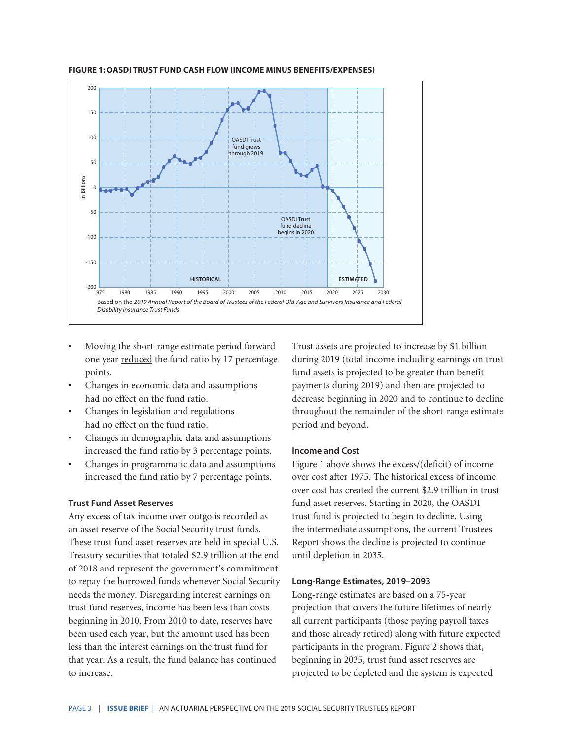**FIGURE 1: OASDI TRUST FUND CASH FLOW (INCOME MINUS BENEFITS/EXPENSES)**

Based on the *2019 Annual Report of the Board of Trustees of the Federal Old-Age and Survivors Insurance and Federal Disability Insurance Trust Funds*

- Moving the short-range estimate period forward one year reduced the fund ratio by 17 percentage points.
- Changes in economic data and assumptions had no effect on the fund ratio.
- Changes in legislation and regulations had no effect on the fund ratio.
- Changes in demographic data and assumptions increased the fund ratio by 3 percentage points.
- Changes in programmatic data and assumptions increased the fund ratio by 7 percentage points.

### Trust Fund Asset Reserves

Any excess of tax income over outgo is recorded as an asset reserve of the Social Security trust funds. These trust fund asset reserves are held in special U.S. Treasury securities that totaled $2.9 trillion at the end of 2018 and represent the government's commitment to repay the borrowed funds whenever Social Security needs the money. Disregarding interest earnings on trust fund reserves, income has been less than costs beginning in 2010. From 2010 to date, reserves have been used each year, but the amount used has been less than the interest earnings on the trust fund for that year. As a result, the fund balance has continued to increase.

Trust assets are projected to increase by $1 billion during 2019 (total income including earnings on trust fund assets is projected to be greater than benefit payments during 2019) and then are projected to decrease beginning in 2020 and to continue to decline throughout the remainder of the short-range estimate period and beyond.

### Income and Cost

Figure 1 above shows the excess/(deficit) of income over cost after 1975. The historical excess of income over cost has created the current $2.9 trillion in trust fund asset reserves. Starting in 2020, the OASDI trust fund is projected to begin to decline. Using the intermediate assumptions, the current Trustees Report shows the decline is projected to continue until depletion in 2035.

### Long-Range Estimates, 2019–2093

Long-range estimates are based on a 75-year projection that covers the future lifetimes of nearly all current participants (those paying payroll taxes and those already retired) along with future expected participants in the program. Figure 2 shows that, beginning in 2035, trust fund asset reserves are projected to be depleted and the system is expected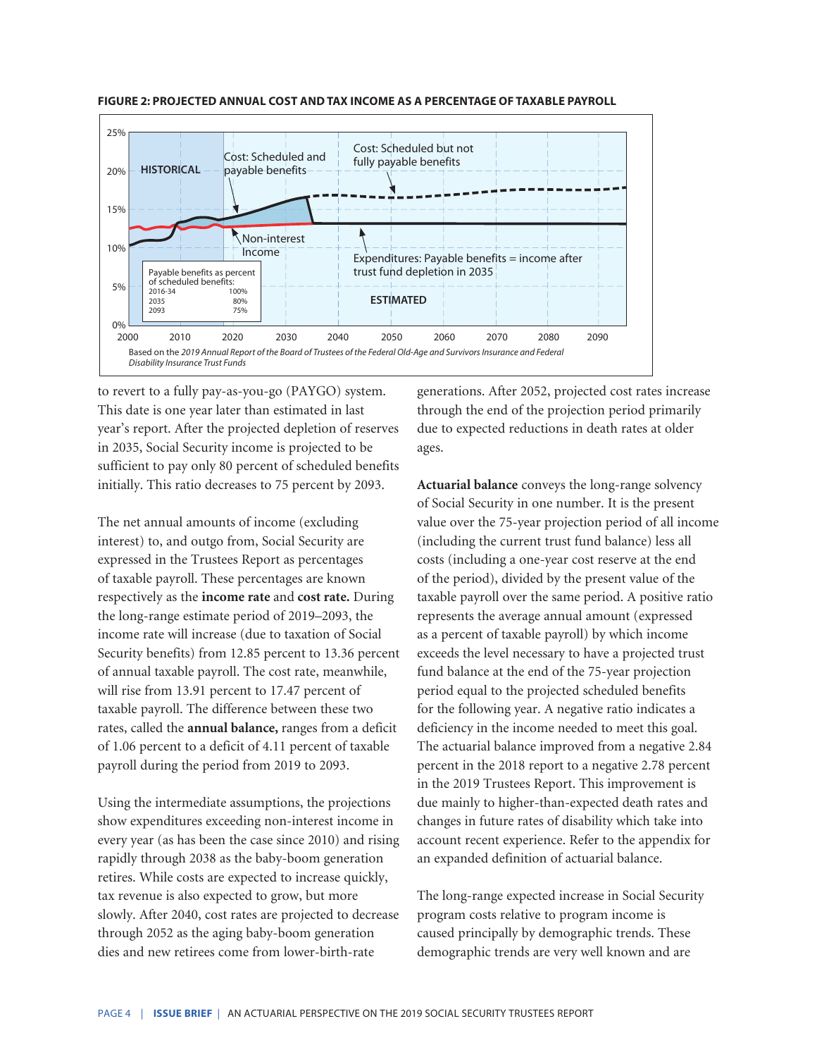**FIGURE 2: PROJECTED ANNUAL COST AND TAX INCOME AS A PERCENTAGE OF TAXABLE PAYROLL**

Based on the *2019 Annual Report of the Board of Trustees of the Federal Old-Age and Survivors Insurance and Federal Disability Insurance Trust Funds*

to revert to a fully pay-as-you-go (PAYGO) system. This date is one year later than estimated in last year's report. After the projected depletion of reserves in 2035, Social Security income is projected to be sufficient to pay only 80 percent of scheduled benefits initially. This ratio decreases to 75 percent by 2093.

The net annual amounts of income (excluding interest) to, and outgo from, Social Security are expressed in the Trustees Report as percentages of taxable payroll. These percentages are known respectively as the **income rate** and **cost rate.** During the long-range estimate period of 2019–2093, the income rate will increase (due to taxation of Social Security benefits) from 12.85 percent to 13.36 percent of annual taxable payroll. The cost rate, meanwhile, will rise from 13.91 percent to 17.47 percent of taxable payroll. The difference between these two rates, called the **annual balance,** ranges from a deficit of 1.06 percent to a deficit of 4.11 percent of taxable payroll during the period from 2019 to 2093.

Using the intermediate assumptions, the projections show expenditures exceeding non-interest income in every year (as has been the case since 2010) and rising rapidly through 2038 as the baby-boom generation retires. While costs are expected to increase quickly, tax revenue is also expected to grow, but more slowly. After 2040, cost rates are projected to decrease through 2052 as the aging baby-boom generation dies and new retirees come from lower-birth-rate generations. After 2052, projected cost rates increase through the end of the projection period primarily due to expected reductions in death rates at older ages.

**Actuarial balance** conveys the long-range solvency of Social Security in one number. It is the present value over the 75-year projection period of all income (including the current trust fund balance) less all costs (including a one-year cost reserve at the end of the period), divided by the present value of the taxable payroll over the same period. A positive ratio represents the average annual amount (expressed as a percent of taxable payroll) by which income exceeds the level necessary to have a projected trust fund balance at the end of the 75-year projection period equal to the projected scheduled benefits for the following year. A negative ratio indicates a deficiency in the income needed to meet this goal. The actuarial balance improved from a negative 2.84 percent in the 2018 report to a negative 2.78 percent in the 2019 Trustees Report. This improvement is due mainly to higher-than-expected death rates and changes in future rates of disability which take into account recent experience. Refer to the appendix for an expanded definition of actuarial balance.

The long-range expected increase in Social Security program costs relative to program income is caused principally by demographic trends. These demographic trends are very well known and are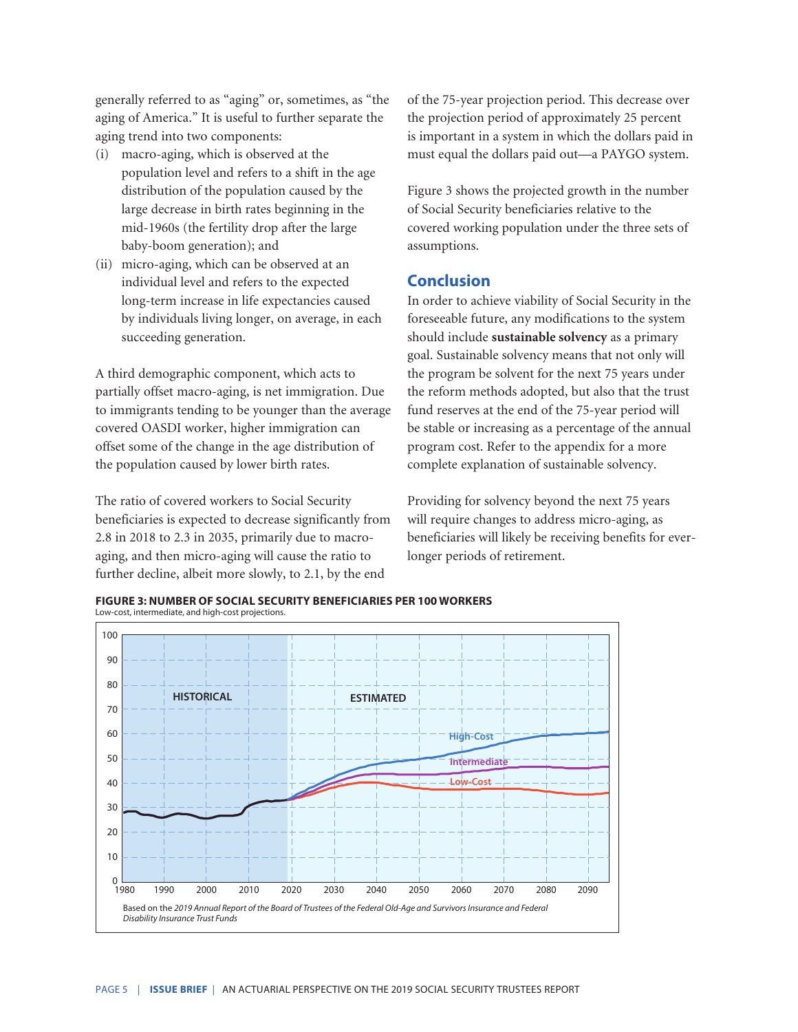generally referred to as "aging" or, sometimes, as "the aging of America." It is useful to further separate the aging trend into two components:

(i) macro-aging, which is observed at the population level and refers to a shift in the age distribution of the population caused by the large decrease in birth rates beginning in the mid-1960s (the fertility drop after the large baby-boom generation); and

(ii) micro-aging, which can be observed at an individual level and refers to the expected long-term increase in life expectancies caused by individuals living longer, on average, in each succeeding generation.

A third demographic component, which acts to partially offset macro-aging, is net immigration. Due to immigrants tending to be younger than the average covered OASDI worker, higher immigration can offset some of the change in the age distribution of the population caused by lower birth rates.

The ratio of covered workers to Social Security beneficiaries is expected to decrease significantly from 2.8 in 2018 to 2.3 in 2035, primarily due to macro-aging, and then micro-aging will cause the ratio to further decline, albeit more slowly, to 2.1, by the end of the 75-year projection period. This decrease over the projection period of approximately 25 percent is important in a system in which the dollars paid in must equal the dollars paid out—a PAYGO system.

Figure 3 shows the projected growth in the number of Social Security beneficiaries relative to the covered working population under the three sets of assumptions.

## Conclusion

In order to achieve viability of Social Security in the foreseeable future, any modifications to the system should include **sustainable solvency** as a primary goal. Sustainable solvency means that not only will the program be solvent for the next 75 years under the reform methods adopted, but also that the trust fund reserves at the end of the 75-year period will be stable or increasing as a percentage of the annual program cost. Refer to the appendix for a more complete explanation of sustainable solvency.

Providing for solvency beyond the next 75 years will require changes to address micro-aging, as beneficiaries will likely be receiving benefits for ever-longer periods of retirement.

**FIGURE 3: NUMBER OF SOCIAL SECURITY BENEFICIARIES PER 100 WORKERS**
Low-cost, intermediate, and high-cost projections.

Based on the *2019 Annual Report of the Board of Trustees of the Federal Old-Age and Survivors Insurance and Federal Disability Insurance Trust Funds*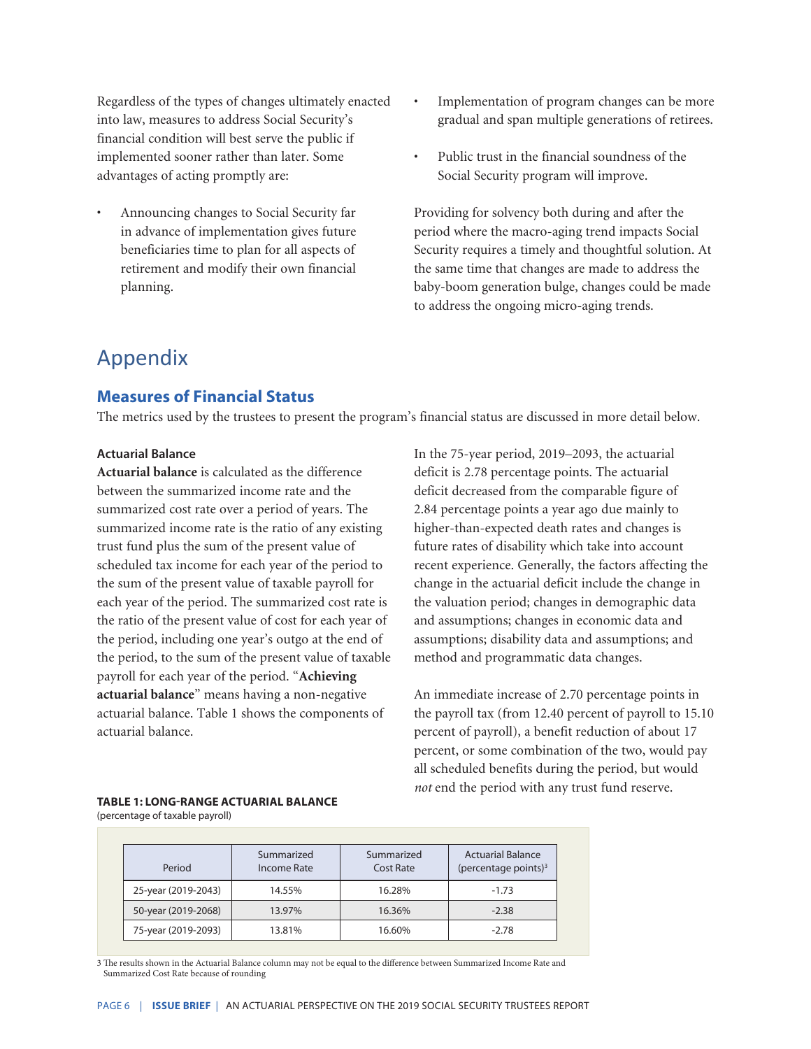Regardless of the types of changes ultimately enacted into law, measures to address Social Security's financial condition will best serve the public if implemented sooner rather than later. Some advantages of acting promptly are:

- Announcing changes to Social Security far in advance of implementation gives future beneficiaries time to plan for all aspects of retirement and modify their own financial planning.
- Implementation of program changes can be more gradual and span multiple generations of retirees.
- Public trust in the financial soundness of the Social Security program will improve.

Providing for solvency both during and after the period where the macro-aging trend impacts Social Security requires a timely and thoughtful solution. At the same time that changes are made to address the baby-boom generation bulge, changes could be made to address the ongoing micro-aging trends.

# Appendix

## Measures of Financial Status

The metrics used by the trustees to present the program's financial status are discussed in more detail below.

### Actuarial Balance

**Actuarial balance** is calculated as the difference between the summarized income rate and the summarized cost rate over a period of years. The summarized income rate is the ratio of any existing trust fund plus the sum of the present value of scheduled tax income for each year of the period to the sum of the present value of taxable payroll for each year of the period. The summarized cost rate is the ratio of the present value of cost for each year of the period, including one year's outgo at the end of the period, to the sum of the present value of taxable payroll for each year of the period. "**Achieving actuarial balance**" means having a non-negative actuarial balance. Table 1 shows the components of actuarial balance.

In the 75-year period, 2019–2093, the actuarial deficit is 2.78 percentage points. The actuarial deficit decreased from the comparable figure of 2.84 percentage points a year ago due mainly to higher-than-expected death rates and changes is future rates of disability which take into account recent experience. Generally, the factors affecting the change in the actuarial deficit include the change in the valuation period; changes in demographic data and assumptions; changes in economic data and assumptions; disability data and assumptions; and method and programmatic data changes.

An immediate increase of 2.70 percentage points in the payroll tax (from 12.40 percent of payroll to 15.10 percent of payroll), a benefit reduction of about 17 percent, or some combination of the two, would pay all scheduled benefits during the period, but would *not* end the period with any trust fund reserve.

**TABLE 1: LONG-RANGE ACTUARIAL BALANCE**
(percentage of taxable payroll)

| Period | Summarized Income Rate | Summarized Cost Rate | Actuarial Balance (percentage points)[3] |
|---|---|---|---|
| 25-year (2019-2043) | 14.55% | 16.28% | -1.73 |
| 50-year (2019-2068) | 13.97% | 16.36% | -2.38 |
| 75-year (2019-2093) | 13.81% | 16.60% | -2.78 |

3 The results shown in the Actuarial Balance column may not be equal to the difference between Summarized Income Rate and Summarized Cost Rate because of rounding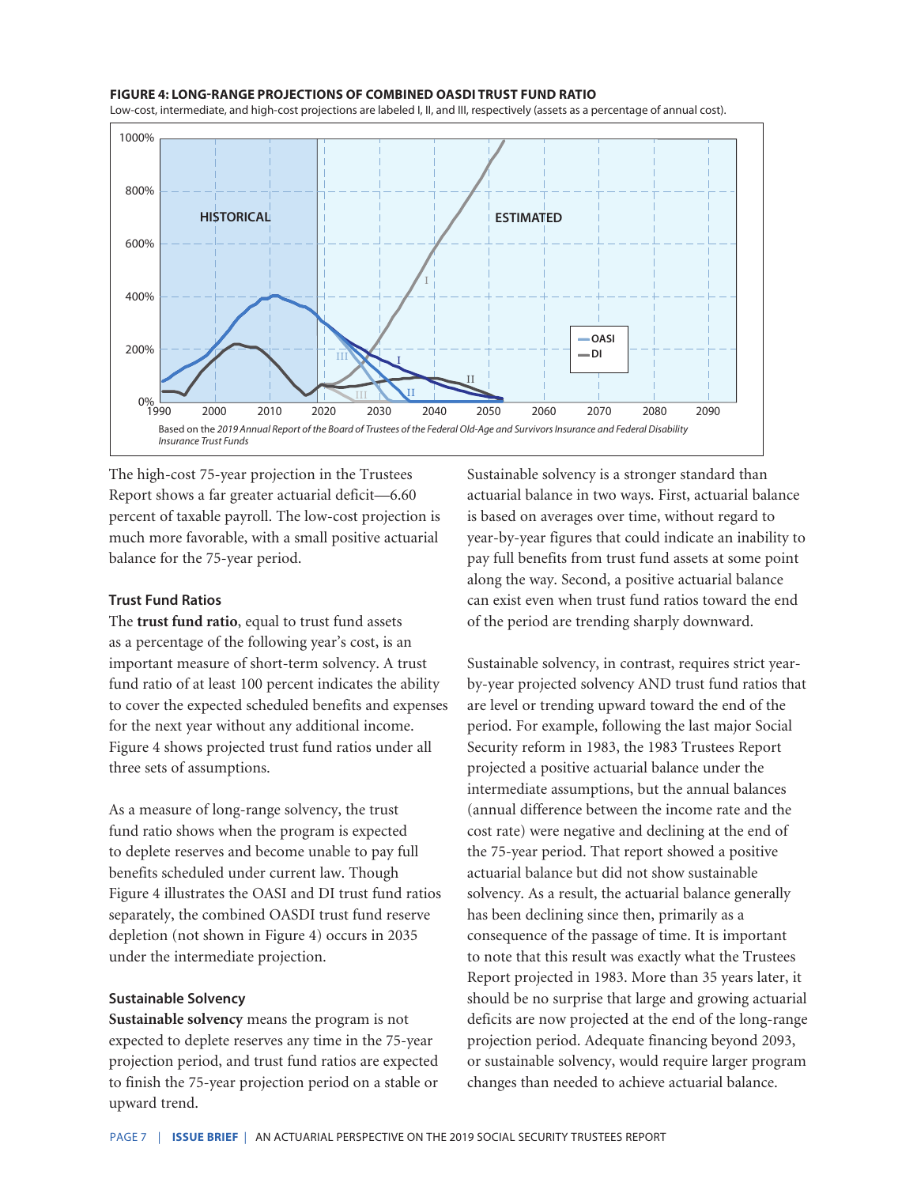**FIGURE 4: LONG-RANGE PROJECTIONS OF COMBINED OASDI TRUST FUND RATIO**

Low-cost, intermediate, and high-cost projections are labeled I, II, and III, respectively (assets as a percentage of annual cost).

Based on the *2019 Annual Report of the Board of Trustees of the Federal Old-Age and Survivors Insurance and Federal Disability Insurance Trust Funds*

The high-cost 75-year projection in the Trustees Report shows a far greater actuarial deficit—6.60 percent of taxable payroll. The low-cost projection is much more favorable, with a small positive actuarial balance for the 75-year period.

### Trust Fund Ratios

The **trust fund ratio**, equal to trust fund assets as a percentage of the following year's cost, is an important measure of short-term solvency. A trust fund ratio of at least 100 percent indicates the ability to cover the expected scheduled benefits and expenses for the next year without any additional income. Figure 4 shows projected trust fund ratios under all three sets of assumptions.

As a measure of long-range solvency, the trust fund ratio shows when the program is expected to deplete reserves and become unable to pay full benefits scheduled under current law. Though Figure 4 illustrates the OASI and DI trust fund ratios separately, the combined OASDI trust fund reserve depletion (not shown in Figure 4) occurs in 2035 under the intermediate projection.

### Sustainable Solvency

**Sustainable solvency** means the program is not expected to deplete reserves any time in the 75-year projection period, and trust fund ratios are expected to finish the 75-year projection period on a stable or upward trend.

Sustainable solvency is a stronger standard than actuarial balance in two ways. First, actuarial balance is based on averages over time, without regard to year-by-year figures that could indicate an inability to pay full benefits from trust fund assets at some point along the way. Second, a positive actuarial balance can exist even when trust fund ratios toward the end of the period are trending sharply downward.

Sustainable solvency, in contrast, requires strict year-by-year projected solvency AND trust fund ratios that are level or trending upward toward the end of the period. For example, following the last major Social Security reform in 1983, the 1983 Trustees Report projected a positive actuarial balance under the intermediate assumptions, but the annual balances (annual difference between the income rate and the cost rate) were negative and declining at the end of the 75-year period. That report showed a positive actuarial balance but did not show sustainable solvency. As a result, the actuarial balance generally has been declining since then, primarily as a consequence of the passage of time. It is important to note that this result was exactly what the Trustees Report projected in 1983. More than 35 years later, it should be no surprise that large and growing actuarial deficits are now projected at the end of the long-range projection period. Adequate financing beyond 2093, or sustainable solvency, would require larger program changes than needed to achieve actuarial balance.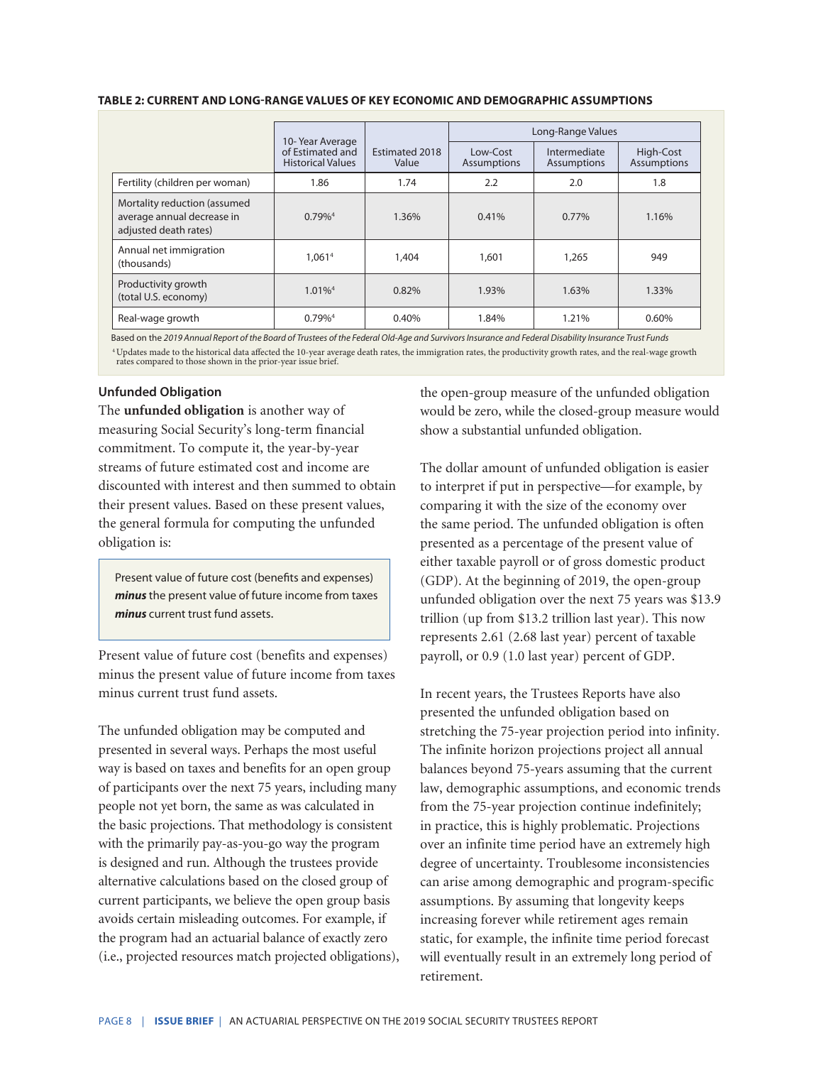**TABLE 2: CURRENT AND LONG-RANGE VALUES OF KEY ECONOMIC AND DEMOGRAPHIC ASSUMPTIONS**

| | 10- Year Average of Estimated and Historical Values | Estimated 2018 Value | Long-Range Values | | |
|---|---|---|---|---|---|
| | | | Low-Cost Assumptions | Intermediate Assumptions | High-Cost Assumptions |
| Fertility (children per woman) | 1.86 | 1.74 | 2.2 | 2.0 | 1.8 |
| Mortality reduction (assumed average annual decrease in adjusted death rates) | 0.79%[4] | 1.36% | 0.41% | 0.77% | 1.16% |
| Annual net immigration (thousands) | 1,061[4] | 1,404 | 1,601 | 1,265 | 949 |
| Productivity growth (total U.S. economy) | 1.01%[4] | 0.82% | 1.93% | 1.63% | 1.33% |
| Real-wage growth | 0.79%[4] | 0.40% | 1.84% | 1.21% | 0.60% |

Based on the *2019 Annual Report of the Board of Trustees of the Federal Old-Age and Survivors Insurance and Federal Disability Insurance Trust Funds*

[4] Updates made to the historical data affected the 10-year average death rates, the immigration rates, the productivity growth rates, and the real-wage growth rates compared to those shown in the prior-year issue brief.

### Unfunded Obligation

The **unfunded obligation** is another way of measuring Social Security's long-term financial commitment. To compute it, the year-by-year streams of future estimated cost and income are discounted with interest and then summed to obtain their present values. Based on these present values, the general formula for computing the unfunded obligation is:

> Present value of future cost (benefits and expenses) ***minus*** the present value of future income from taxes ***minus*** current trust fund assets.

Present value of future cost (benefits and expenses) minus the present value of future income from taxes minus current trust fund assets.

The unfunded obligation may be computed and presented in several ways. Perhaps the most useful way is based on taxes and benefits for an open group of participants over the next 75 years, including many people not yet born, the same as was calculated in the basic projections. That methodology is consistent with the primarily pay-as-you-go way the program is designed and run. Although the trustees provide alternative calculations based on the closed group of current participants, we believe the open group basis avoids certain misleading outcomes. For example, if the program had an actuarial balance of exactly zero (i.e., projected resources match projected obligations), the open-group measure of the unfunded obligation would be zero, while the closed-group measure would show a substantial unfunded obligation.

The dollar amount of unfunded obligation is easier to interpret if put in perspective—for example, by comparing it with the size of the economy over the same period. The unfunded obligation is often presented as a percentage of the present value of either taxable payroll or of gross domestic product (GDP). At the beginning of 2019, the open-group unfunded obligation over the next 75 years was $13.9 trillion (up from $13.2 trillion last year). This now represents 2.61 (2.68 last year) percent of taxable payroll, or 0.9 (1.0 last year) percent of GDP.

In recent years, the Trustees Reports have also presented the unfunded obligation based on stretching the 75-year projection period into infinity. The infinite horizon projections project all annual balances beyond 75-years assuming that the current law, demographic assumptions, and economic trends from the 75-year projection continue indefinitely; in practice, this is highly problematic. Projections over an infinite time period have an extremely high degree of uncertainty. Troublesome inconsistencies can arise among demographic and program-specific assumptions. By assuming that longevity keeps increasing forever while retirement ages remain static, for example, the infinite time period forecast will eventually result in an extremely long period of retirement.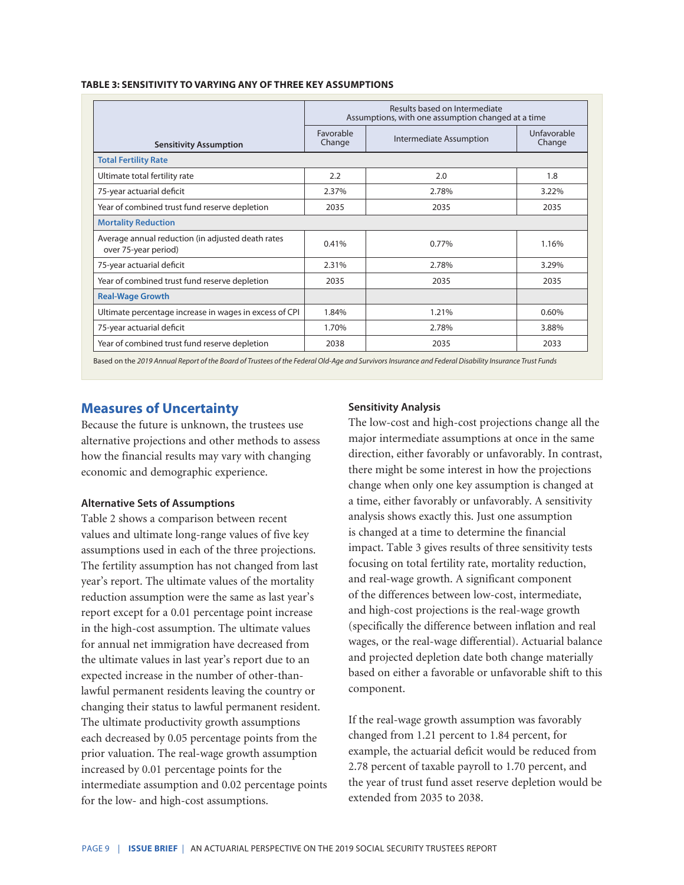**TABLE 3: SENSITIVITY TO VARYING ANY OF THREE KEY ASSUMPTIONS**

| Sensitivity Assumption | Results based on Intermediate Assumptions, with one assumption changed at a time | | |
|---|---|---|---|
| | Favorable Change | Intermediate Assumption | Unfavorable Change |
| **Total Fertility Rate** | | | |
| Ultimate total fertility rate | 2.2 | 2.0 | 1.8 |
| 75-year actuarial deficit | 2.37% | 2.78% | 3.22% |
| Year of combined trust fund reserve depletion | 2035 | 2035 | 2035 |
| **Mortality Reduction** | | | |
| Average annual reduction (in adjusted death rates over 75-year period) | 0.41% | 0.77% | 1.16% |
| 75-year actuarial deficit | 2.31% | 2.78% | 3.29% |
| Year of combined trust fund reserve depletion | 2035 | 2035 | 2035 |
| **Real-Wage Growth** | | | |
| Ultimate percentage increase in wages in excess of CPI | 1.84% | 1.21% | 0.60% |
| 75-year actuarial deficit | 1.70% | 2.78% | 3.88% |
| Year of combined trust fund reserve depletion | 2038 | 2035 | 2033 |

Based on the *2019 Annual Report of the Board of Trustees of the Federal Old-Age and Survivors Insurance and Federal Disability Insurance Trust Funds*

## Measures of Uncertainty

Because the future is unknown, the trustees use alternative projections and other methods to assess how the financial results may vary with changing economic and demographic experience.

### Alternative Sets of Assumptions

Table 2 shows a comparison between recent values and ultimate long-range values of five key assumptions used in each of the three projections. The fertility assumption has not changed from last year's report. The ultimate values of the mortality reduction assumption were the same as last year's report except for a 0.01 percentage point increase in the high-cost assumption. The ultimate values for annual net immigration have decreased from the ultimate values in last year's report due to an expected increase in the number of other-than-lawful permanent residents leaving the country or changing their status to lawful permanent resident. The ultimate productivity growth assumptions each decreased by 0.05 percentage points from the prior valuation. The real-wage growth assumption increased by 0.01 percentage points for the intermediate assumption and 0.02 percentage points for the low- and high-cost assumptions.

### Sensitivity Analysis

The low-cost and high-cost projections change all the major intermediate assumptions at once in the same direction, either favorably or unfavorably. In contrast, there might be some interest in how the projections change when only one key assumption is changed at a time, either favorably or unfavorably. A sensitivity analysis shows exactly this. Just one assumption is changed at a time to determine the financial impact. Table 3 gives results of three sensitivity tests focusing on total fertility rate, mortality reduction, and real-wage growth. A significant component of the differences between low-cost, intermediate, and high-cost projections is the real-wage growth (specifically the difference between inflation and real wages, or the real-wage differential). Actuarial balance and projected depletion date both change materially based on either a favorable or unfavorable shift to this component.

If the real-wage growth assumption was favorably changed from 1.21 percent to 1.84 percent, for example, the actuarial deficit would be reduced from 2.78 percent of taxable payroll to 1.70 percent, and the year of trust fund asset reserve depletion would be extended from 2035 to 2038.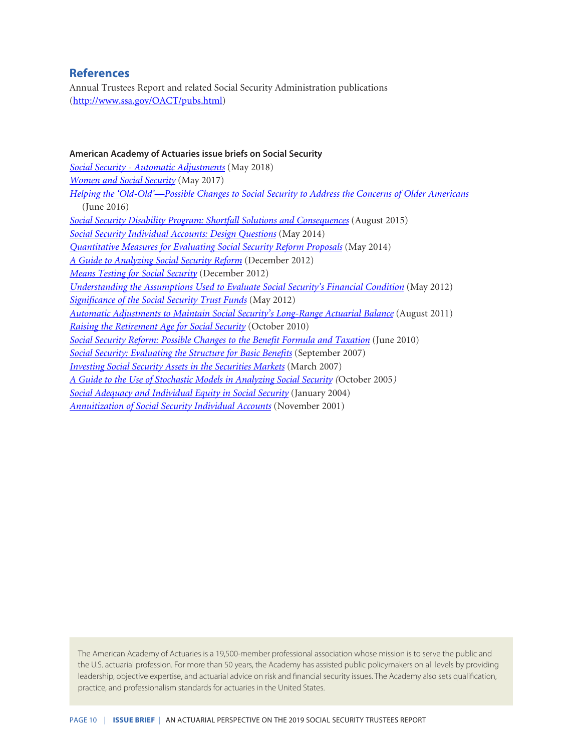## References

Annual Trustees Report and related Social Security Administration publications (http://www.ssa.gov/OACT/pubs.html)

**American Academy of Actuaries issue briefs on Social Security**

*Social Security - Automatic Adjustments* (May 2018)
*Women and Social Security* (May 2017)
*Helping the 'Old-Old'—Possible Changes to Social Security to Address the Concerns of Older Americans* (June 2016)
*Social Security Disability Program: Shortfall Solutions and Consequences* (August 2015)
*Social Security Individual Accounts: Design Questions* (May 2014)
*Quantitative Measures for Evaluating Social Security Reform Proposals* (May 2014)
*A Guide to Analyzing Social Security Reform* (December 2012)
*Means Testing for Social Security* (December 2012)
*Understanding the Assumptions Used to Evaluate Social Security's Financial Condition* (May 2012)
*Significance of the Social Security Trust Funds* (May 2012)
*Automatic Adjustments to Maintain Social Security's Long-Range Actuarial Balance* (August 2011)
*Raising the Retirement Age for Social Security* (October 2010)
*Social Security Reform: Possible Changes to the Benefit Formula and Taxation* (June 2010)
*Social Security: Evaluating the Structure for Basic Benefits* (September 2007)
*Investing Social Security Assets in the Securities Markets* (March 2007)
*A Guide to the Use of Stochastic Models in Analyzing Social Security* (October 2005)
*Social Adequacy and Individual Equity in Social Security* (January 2004)
*Annuitization of Social Security Individual Accounts* (November 2001)

The American Academy of Actuaries is a 19,500-member professional association whose mission is to serve the public and the U.S. actuarial profession. For more than 50 years, the Academy has assisted public policymakers on all levels by providing leadership, objective expertise, and actuarial advice on risk and financial security issues. The Academy also sets qualification, practice, and professionalism standards for actuaries in the United States.